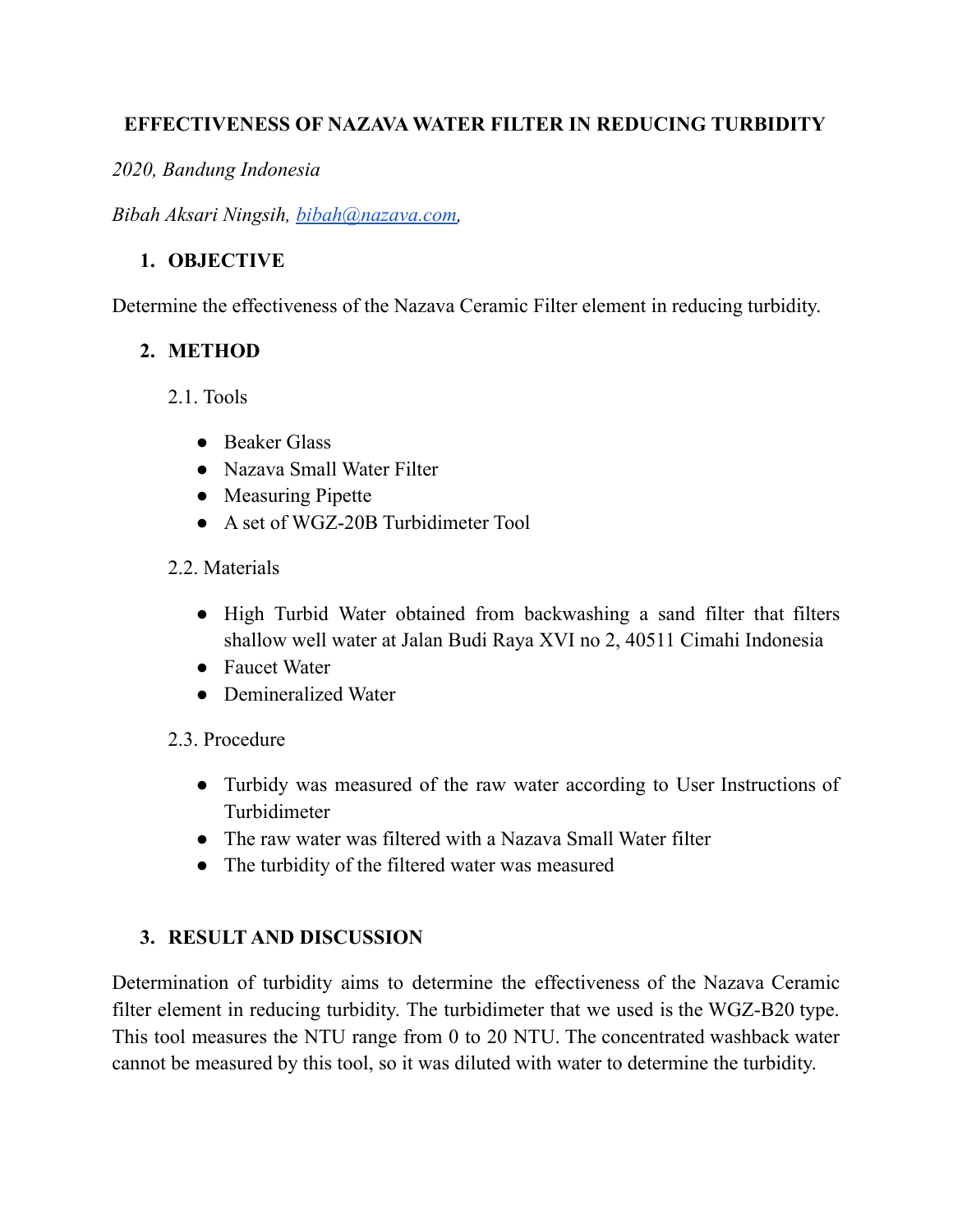# EFFECTIVENESS OF NAZAVA WATER FILTER IN REDUCING TURBIDITY

*2020, Bandung Indonesia*

*Bibah Aksari Ningsih, [bibah@nazava.com](mailto:bibah@nazava.com),*

## 1. OBJECTIVE

Determine the effectiveness of the Nazava Ceramic Filter element in reducing turbidity.

## 2. METHOD

### 2.1. Tools

- Beaker Glass
- Nazava Small Water Filter
- Measuring Pipette
- A set of WGZ-20B Turbidimeter Tool

### 2.2. Materials

- High Turbid Water obtained from backwashing a sand filter that filters shallow well water at Jalan Budi Raya XVI no 2, 40511 Cimahi Indonesia
- Faucet Water
- Demineralized Water

### 2.3. Procedure

- Turbidy was measured of the raw water according to User Instructions of Turbidimeter
- The raw water was filtered with a Nazava Small Water filter
- The turbidity of the filtered water was measured

## 3. RESULT AND DISCUSSION

Determination of turbidity aims to determine the effectiveness of the Nazava Ceramic filter element in reducing turbidity. The turbidimeter that we used is the WGZ-B20 type. This tool measures the NTU range from 0 to 20 NTU. The concentrated washback water cannot be measured by this tool, so it was diluted with water to determine the turbidity.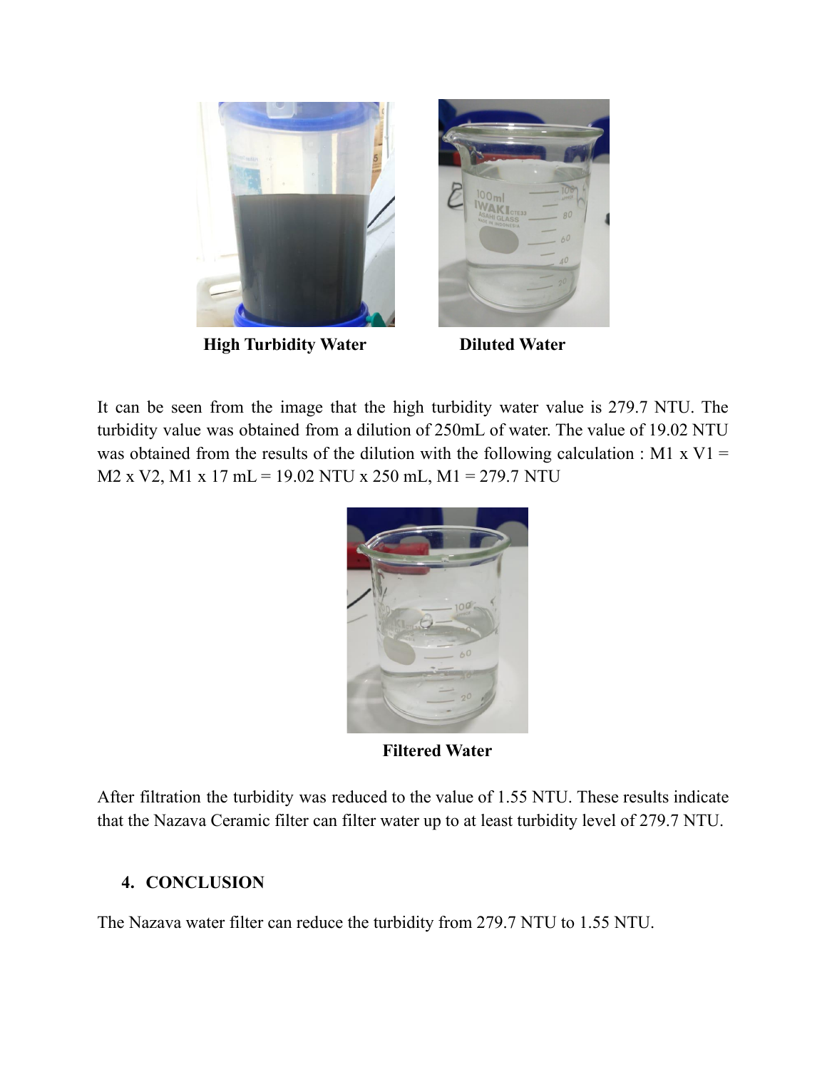**High Turbidity Water** **Diluted Water**

It can be seen from the image that the high turbidity water value is 279.7 NTU. The turbidity value was obtained from a dilution of 250mL of water. The value of 19.02 NTU was obtained from the results of the dilution with the following calculation : $M1 \times V1 = M2 \times V2$, $M1 \times 17$ mL = 19.02 NTU x 250 mL, $M1$ = 279.7 NTU

**Filtered Water**

After filtration the turbidity was reduced to the value of 1.55 NTU. These results indicate that the Nazava Ceramic filter can filter water up to at least turbidity level of 279.7 NTU.

## 4. CONCLUSION

The Nazava water filter can reduce the turbidity from 279.7 NTU to 1.55 NTU.